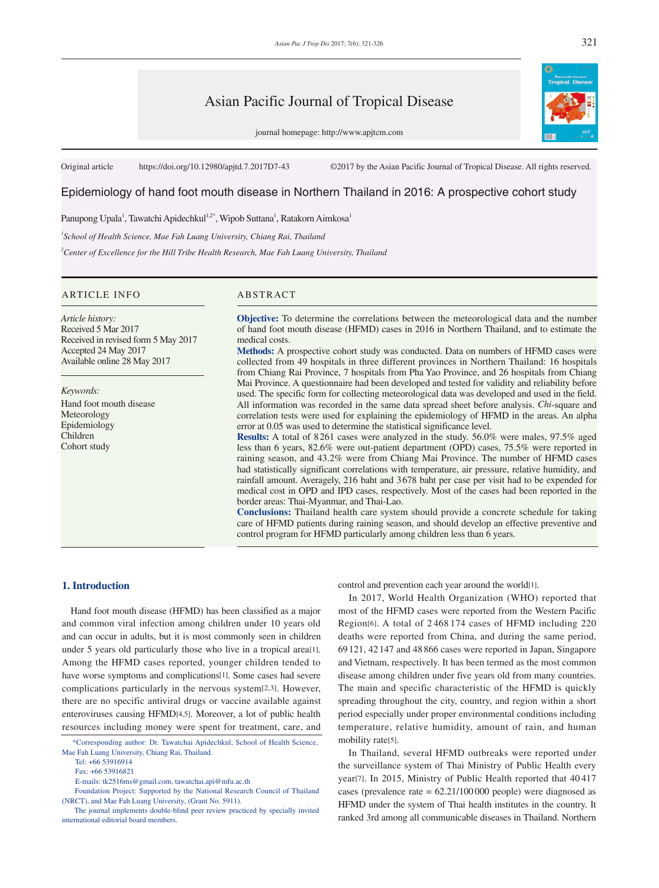Asian Pacific Journal of Tropical Disease

journal homepage: http://www.apjtcm.com

Original article https://doi.org/10.12980/apjtd.7.2017D7-43 ©2017 by the Asian Pacific Journal of Tropical Disease. All rights reserved.

# Epidemiology of hand foot mouth disease in Northern Thailand in 2016: A prospective cohort study

Panupong Upala[1], Tawatchi Apidechkul[1,2*], Wipob Suttana[1], Ratakorn Aimkosa[1]

[1]*School of Health Science, Mae Fah Luang University, Chiang Rai, Thailand*

[2]*Center of Excellence for the Hill Tribe Health Research, Mae Fah Luang University, Thailand*

## ARTICLE INFO

*Article history:*
Received 5 Mar 2017
Received in revised form 5 May 2017
Accepted 24 May 2017
Available online 28 May 2017

*Keywords:*
Hand foot mouth disease
Meteorology
Epidemiology
Children
Cohort study

## ABSTRACT

**Objective:** To determine the correlations between the meteorological data and the number of hand foot mouth disease (HFMD) cases in 2016 in Northern Thailand, and to estimate the medical costs.

**Methods:** A prospective cohort study was conducted. Data on numbers of HFMD cases were collected from 49 hospitals in three different provinces in Northern Thailand: 16 hospitals from Chiang Rai Province, 7 hospitals from Pha Yao Province, and 26 hospitals from Chiang Mai Province. A questionnaire had been developed and tested for validity and reliability before used. The specific form for collecting meteorological data was developed and used in the field. All information was recorded in the same data spread sheet before analysis. *Chi*-square and correlation tests were used for explaining the epidemiology of HFMD in the areas. An alpha error at 0.05 was used to determine the statistical significance level.

**Results:** A total of 8 261 cases were analyzed in the study. 56.0% were males, 97.5% aged less than 6 years, 82.6% were out-patient department (OPD) cases, 75.5% were reported in raining season, and 43.2% were from Chiang Mai Province. The number of HFMD cases had statistically significant correlations with temperature, air pressure, relative humidity, and rainfall amount. Averagely, 216 baht and 3 678 baht per case per visit had to be expended for medical cost in OPD and IPD cases, respectively. Most of the cases had been reported in the border areas: Thai-Myanmar, and Thai-Lao.

**Conclusions:** Thailand health care system should provide a concrete schedule for taking care of HFMD patients during raining season, and should develop an effective preventive and control program for HFMD particularly among children less than 6 years.

## 1. Introduction

Hand foot mouth disease (HFMD) has been classified as a major and common viral infection among children under 10 years old and can occur in adults, but it is most commonly seen in children under 5 years old particularly those who live in a tropical area[1]. Among the HFMD cases reported, younger children tended to have worse symptoms and complications[1]. Some cases had severe complications particularly in the nervous system[2,3]. However, there are no specific antiviral drugs or vaccine available against enteroviruses causing HFMD[4,5]. Moreover, a lot of public health resources including money were spent for treatment, care, and control and prevention each year around the world[1].

In 2017, World Health Organization (WHO) reported that most of the HFMD cases were reported from the Western Pacific Region[6]. A total of 2 468 174 cases of HFMD including 220 deaths were reported from China, and during the same period, 69 121, 42 147 and 48 866 cases were reported in Japan, Singapore and Vietnam, respectively. It has been termed as the most common disease among children under five years old from many countries. The main and specific characteristic of the HFMD is quickly spreading throughout the city, country, and region within a short period especially under proper environmental conditions including temperature, relative humidity, amount of rain, and human mobility rate[5].

In Thailand, several HFMD outbreaks were reported under the surveillance system of Thai Ministry of Public Health every year[7]. In 2015, Ministry of Public Health reported that 40 417 cases (prevalence rate = 62.21/100 000 people) were diagnosed as HFMD under the system of Thai health institutes in the country. It ranked 3rd among all communicable diseases in Thailand. Northern

---

*Corresponding author: Dr. Tawatchai Apidechkul, School of Health Science, Mae Fah Luang University, Chiang Rai, Thailand.

Tel: +66 53916914

Fax: +66 53916821

E-mails: tk2516ms@gmail.com, tawatchai.api@mfu.ac.th

Foundation Project: Supported by the National Research Council of Thailand (NRCT), and Mae Fah Luang University, (Grant No. 5911).

The journal implements double-blind peer review practiced by specially invited international editorial board members.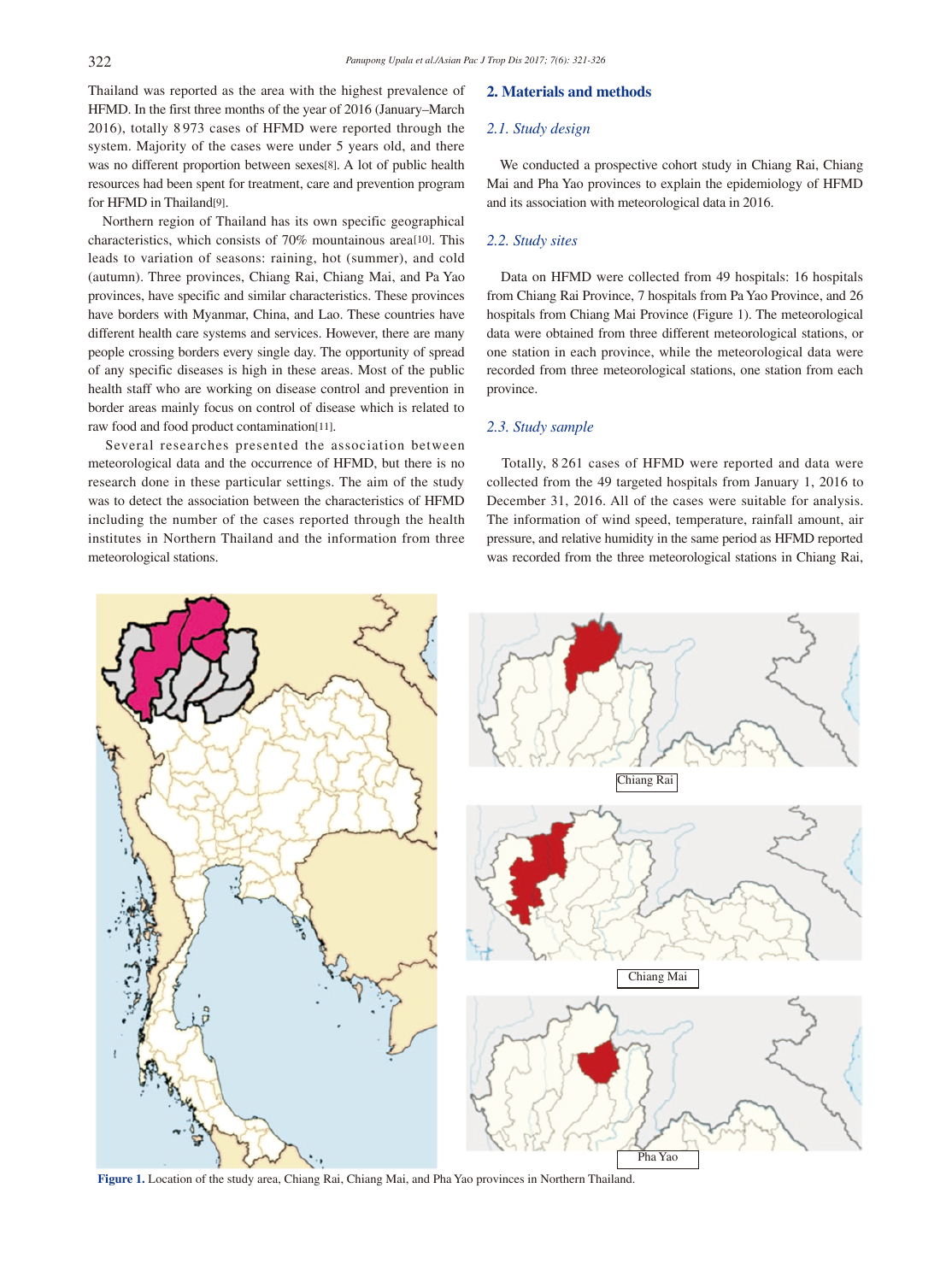Thailand was reported as the area with the highest prevalence of HFMD. In the first three months of the year of 2016 (January–March 2016), totally 8 973 cases of HFMD were reported through the system. Majority of the cases were under 5 years old, and there was no different proportion between sexes[8]. A lot of public health resources had been spent for treatment, care and prevention program for HFMD in Thailand[9].

Northern region of Thailand has its own specific geographical characteristics, which consists of 70% mountainous area[10]. This leads to variation of seasons: raining, hot (summer), and cold (autumn). Three provinces, Chiang Rai, Chiang Mai, and Pa Yao provinces, have specific and similar characteristics. These provinces have borders with Myanmar, China, and Lao. These countries have different health care systems and services. However, there are many people crossing borders every single day. The opportunity of spread of any specific diseases is high in these areas. Most of the public health staff who are working on disease control and prevention in border areas mainly focus on control of disease which is related to raw food and food product contamination[11].

Several researches presented the association between meteorological data and the occurrence of HFMD, but there is no research done in these particular settings. The aim of the study was to detect the association between the characteristics of HFMD including the number of the cases reported through the health institutes in Northern Thailand and the information from three meteorological stations.

## 2. Materials and methods

### 2.1. Study design

We conducted a prospective cohort study in Chiang Rai, Chiang Mai and Pha Yao provinces to explain the epidemiology of HFMD and its association with meteorological data in 2016.

### 2.2. Study sites

Data on HFMD were collected from 49 hospitals: 16 hospitals from Chiang Rai Province, 7 hospitals from Pa Yao Province, and 26 hospitals from Chiang Mai Province (Figure 1). The meteorological data were obtained from three different meteorological stations, or one station in each province, while the meteorological data were recorded from three meteorological stations, one station from each province.

### 2.3. Study sample

Totally, 8 261 cases of HFMD were reported and data were collected from the 49 targeted hospitals from January 1, 2016 to December 31, 2016. All of the cases were suitable for analysis. The information of wind speed, temperature, rainfall amount, air pressure, and relative humidity in the same period as HFMD reported was recorded from the three meteorological stations in Chiang Rai,

Chiang Rai

Chiang Mai

Pha Yao

**Figure 1.** Location of the study area, Chiang Rai, Chiang Mai, and Pha Yao provinces in Northern Thailand.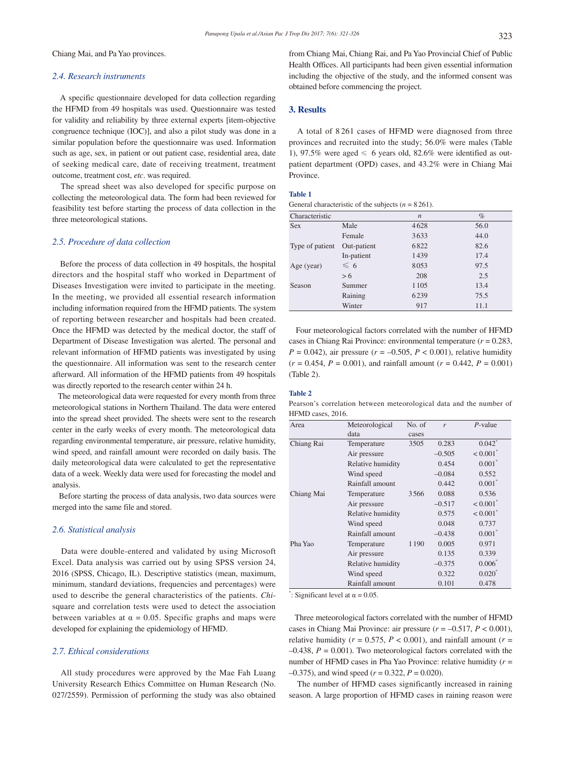Chiang Mai, and Pa Yao provinces.

### 2.4. Research instruments

A specific questionnaire developed for data collection regarding the HFMD from 49 hospitals was used. Questionnaire was tested for validity and reliability by three external experts [item-objective congruence technique (IOC)], and also a pilot study was done in a similar population before the questionnaire was used. Information such as age, sex, in patient or out patient case, residential area, date of seeking medical care, date of receiving treatment, treatment outcome, treatment cost, *etc*. was required.

The spread sheet was also developed for specific purpose on collecting the meteorological data. The form had been reviewed for feasibility test before starting the process of data collection in the three meteorological stations.

### 2.5. Procedure of data collection

Before the process of data collection in 49 hospitals, the hospital directors and the hospital staff who worked in Department of Diseases Investigation were invited to participate in the meeting. In the meeting, we provided all essential research information including information required from the HFMD patients. The system of reporting between researcher and hospitals had been created. Once the HFMD was detected by the medical doctor, the staff of Department of Disease Investigation was alerted. The personal and relevant information of HFMD patients was investigated by using the questionnaire. All information was sent to the research center afterward. All information of the HFMD patients from 49 hospitals was directly reported to the research center within 24 h.

The meteorological data were requested for every month from three meteorological stations in Northern Thailand. The data were entered into the spread sheet provided. The sheets were sent to the research center in the early weeks of every month. The meteorological data regarding environmental temperature, air pressure, relative humidity, wind speed, and rainfall amount were recorded on daily basis. The daily meteorological data were calculated to get the representative data of a week. Weekly data were used for forecasting the model and analysis.

Before starting the process of data analysis, two data sources were merged into the same file and stored.

### 2.6. Statistical analysis

Data were double-entered and validated by using Microsoft Excel. Data analysis was carried out by using SPSS version 24, 2016 (SPSS, Chicago, IL). Descriptive statistics (mean, maximum, minimum, standard deviations, frequencies and percentages) were used to describe the general characteristics of the patients. *Chi*-square and correlation tests were used to detect the association between variables at $\alpha = 0.05$. Specific graphs and maps were developed for explaining the epidemiology of HFMD.

### 2.7. Ethical considerations

All study procedures were approved by the Mae Fah Luang University Research Ethics Committee on Human Research (No. 027/2559). Permission of performing the study was also obtained from Chiang Mai, Chiang Rai, and Pa Yao Provincial Chief of Public Health Offices. All participants had been given essential information including the objective of the study, and the informed consent was obtained before commencing the project.

## 3. Results

A total of 8 261 cases of HFMD were diagnosed from three provinces and recruited into the study; 56.0% were males (Table 1), 97.5% were aged ≤ 6 years old, 82.6% were identified as out-patient department (OPD) cases, and 43.2% were in Chiang Mai Province.

**Table 1**

General characteristic of the subjects ($n$ = 8 261).

| Characteristic | | $n$ | % |
|---|---|---|---|
| Sex | Male | 4 628 | 56.0 |
| | Female | 3 633 | 44.0 |
| Type of patient | Out-patient | 6 822 | 82.6 |
| | In-patient | 1 439 | 17.4 |
| Age (year) | ≤ 6 | 8 053 | 97.5 |
| | > 6 | 208 | 2.5 |
| Season | Summer | 1 105 | 13.4 |
| | Raining | 6 239 | 75.5 |
| | Winter | 917 | 11.1 |

Four meteorological factors correlated with the number of HFMD cases in Chiang Rai Province: environmental temperature ($r$ = 0.283, $P$ = 0.042), air pressure ($r$ = –0.505, $P$ < 0.001), relative humidity ($r$ = 0.454, $P$ = 0.001), and rainfall amount ($r$ = 0.442, $P$ = 0.001) (Table 2).

**Table 2**

Pearson's correlation between meteorological data and the number of HFMD cases, 2016.

| Area | Meteorological data | No. of cases | $r$ | $P$-value |
|---|---|---|---|---|
| Chiang Rai | Temperature | 3 505 | 0.283 | 0.042* |
| | Air pressure | | –0.505 | < 0.001* |
| | Relative humidity | | 0.454 | 0.001* |
| | Wind speed | | –0.084 | 0.552 |
| | Rainfall amount | | 0.442 | 0.001* |
| Chiang Mai | Temperature | 3 566 | 0.088 | 0.536 |
| | Air pressure | | –0.517 | < 0.001* |
| | Relative humidity | | 0.575 | < 0.001* |
| | Wind speed | | 0.048 | 0.737 |
| | Rainfall amount | | –0.438 | 0.001* |
| Pha Yao | Temperature | 1 190 | 0.005 | 0.971 |
| | Air pressure | | 0.135 | 0.339 |
| | Relative humidity | | –0.375 | 0.006* |
| | Wind speed | | 0.322 | 0.020* |
| | Rainfall amount | | 0.101 | 0.478 |

*: Significant level at $\alpha = 0.05$.

Three meteorological factors correlated with the number of HFMD cases in Chiang Mai Province: air pressure ($r$ = –0.517, $P$ < 0.001), relative humidity ($r$ = 0.575, $P$ < 0.001), and rainfall amount ($r$ = –0.438, $P$ = 0.001). Two meteorological factors correlated with the number of HFMD cases in Pha Yao Province: relative humidity ($r$ = –0.375), and wind speed ($r$ = 0.322, $P$ = 0.020).

The number of HFMD cases significantly increased in raining season. A large proportion of HFMD cases in raining reason were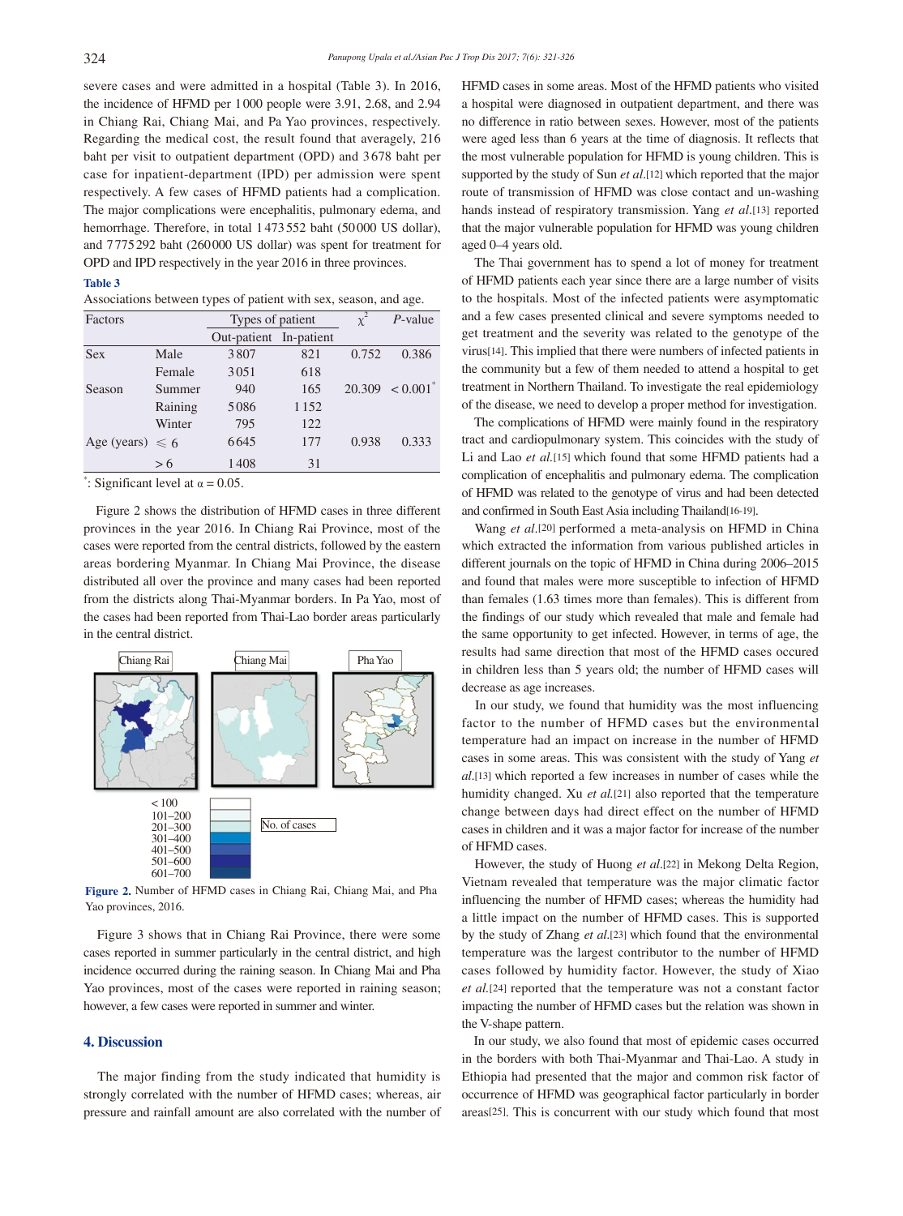severe cases and were admitted in a hospital (Table 3). In 2016, the incidence of HFMD per 1 000 people were 3.91, 2.68, and 2.94 in Chiang Rai, Chiang Mai, and Pa Yao provinces, respectively. Regarding the medical cost, the result found that averagely, 216 baht per visit to outpatient department (OPD) and 3 678 baht per case for inpatient-department (IPD) per admission were spent respectively. A few cases of HFMD patients had a complication. The major complications were encephalitis, pulmonary edema, and hemorrhage. Therefore, in total 1 473 552 baht (50 000 US dollar), and 7 775 292 baht (260 000 US dollar) was spent for treatment for OPD and IPD respectively in the year 2016 in three provinces.

**Table 3**

Associations between types of patient with sex, season, and age.

| Factors | | Types of patient | | $\chi^2$ | *P*-value |
|---|---|---|---|---|---|
| | | Out-patient | In-patient | | |
| Sex | Male | 3 807 | 821 | 0.752 | 0.386 |
| | Female | 3 051 | 618 | | |
| Season | Summer | 940 | 165 | 20.309 | < 0.001* |
| | Raining | 5 086 | 1 152 | | |
| | Winter | 795 | 122 | | |
| Age (years) | ≤ 6 | 6 645 | 177 | 0.938 | 0.333 |
| | > 6 | 1 408 | 31 | | |

*: Significant level at $\alpha = 0.05$.

Figure 2 shows the distribution of HFMD cases in three different provinces in the year 2016. In Chiang Rai Province, most of the cases were reported from the central districts, followed by the eastern areas bordering Myanmar. In Chiang Mai Province, the disease distributed all over the province and many cases had been reported from the districts along Thai-Myanmar borders. In Pa Yao, most of the cases had been reported from Thai-Lao border areas particularly in the central district.

**Figure 2.** Number of HFMD cases in Chiang Rai, Chiang Mai, and Pha Yao provinces, 2016.

Figure 3 shows that in Chiang Rai Province, there were some cases reported in summer particularly in the central district, and high incidence occurred during the raining season. In Chiang Mai and Pha Yao provinces, most of the cases were reported in raining season; however, a few cases were reported in summer and winter.

## 4. Discussion

The major finding from the study indicated that humidity is strongly correlated with the number of HFMD cases; whereas, air pressure and rainfall amount are also correlated with the number of HFMD cases in some areas. Most of the HFMD patients who visited a hospital were diagnosed in outpatient department, and there was no difference in ratio between sexes. However, most of the patients were aged less than 6 years at the time of diagnosis. It reflects that the most vulnerable population for HFMD is young children. This is supported by the study of Sun *et al*.[12] which reported that the major route of transmission of HFMD was close contact and un-washing hands instead of respiratory transmission. Yang *et al*.[13] reported that the major vulnerable population for HFMD was young children aged 0–4 years old.

The Thai government has to spend a lot of money for treatment of HFMD patients each year since there are a large number of visits to the hospitals. Most of the infected patients were asymptomatic and a few cases presented clinical and severe symptoms needed to get treatment and the severity was related to the genotype of the virus[14]. This implied that there were numbers of infected patients in the community but a few of them needed to attend a hospital to get treatment in Northern Thailand. To investigate the real epidemiology of the disease, we need to develop a proper method for investigation.

The complications of HFMD were mainly found in the respiratory tract and cardiopulmonary system. This coincides with the study of Li and Lao *et al*.[15] which found that some HFMD patients had a complication of encephalitis and pulmonary edema. The complication of HFMD was related to the genotype of virus and had been detected and confirmed in South East Asia including Thailand[16-19].

Wang *et al*.[20] performed a meta-analysis on HFMD in China which extracted the information from various published articles in different journals on the topic of HFMD in China during 2006–2015 and found that males were more susceptible to infection of HFMD than females (1.63 times more than females). This is different from the findings of our study which revealed that male and female had the same opportunity to get infected. However, in terms of age, the results had same direction that most of the HFMD cases occured in children less than 5 years old; the number of HFMD cases will decrease as age increases.

In our study, we found that humidity was the most influencing factor to the number of HFMD cases but the environmental temperature had an impact on increase in the number of HFMD cases in some areas. This was consistent with the study of Yang *et al*.[13] which reported a few increases in number of cases while the humidity changed. Xu *et al*.[21] also reported that the temperature change between days had direct effect on the number of HFMD cases in children and it was a major factor for increase of the number of HFMD cases.

However, the study of Huong *et al*.[22] in Mekong Delta Region, Vietnam revealed that temperature was the major climatic factor influencing the number of HFMD cases; whereas the humidity had a little impact on the number of HFMD cases. This is supported by the study of Zhang *et al*.[23] which found that the environmental temperature was the largest contributor to the number of HFMD cases followed by humidity factor. However, the study of Xiao *et al*.[24] reported that the temperature was not a constant factor impacting the number of HFMD cases but the relation was shown in the V-shape pattern.

In our study, we also found that most of epidemic cases occurred in the borders with both Thai-Myanmar and Thai-Lao. A study in Ethiopia had presented that the major and common risk factor of occurrence of HFMD was geographical factor particularly in border areas[25]. This is concurrent with our study which found that most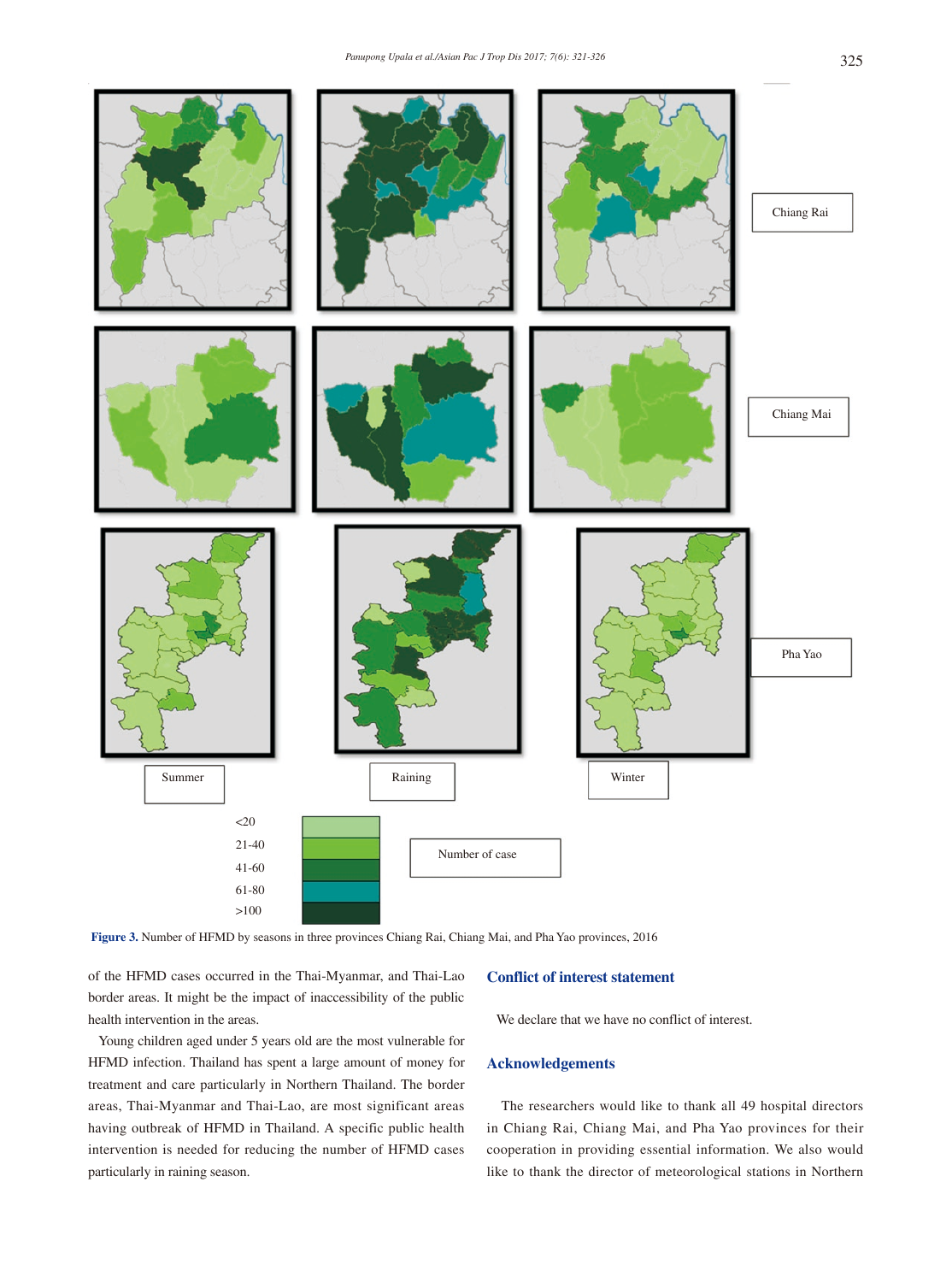Figure 3. Number of HFMD by seasons in three provinces Chiang Rai, Chiang Mai, and Pha Yao provinces, 2016

of the HFMD cases occurred in the Thai-Myanmar, and Thai-Lao border areas. It might be the impact of inaccessibility of the public health intervention in the areas.

Young children aged under 5 years old are the most vulnerable for HFMD infection. Thailand has spent a large amount of money for treatment and care particularly in Northern Thailand. The border areas, Thai-Myanmar and Thai-Lao, are most significant areas having outbreak of HFMD in Thailand. A specific public health intervention is needed for reducing the number of HFMD cases particularly in raining season.

## Conflict of interest statement

We declare that we have no conflict of interest.

## Acknowledgements

The researchers would like to thank all 49 hospital directors in Chiang Rai, Chiang Mai, and Pha Yao provinces for their cooperation in providing essential information. We also would like to thank the director of meteorological stations in Northern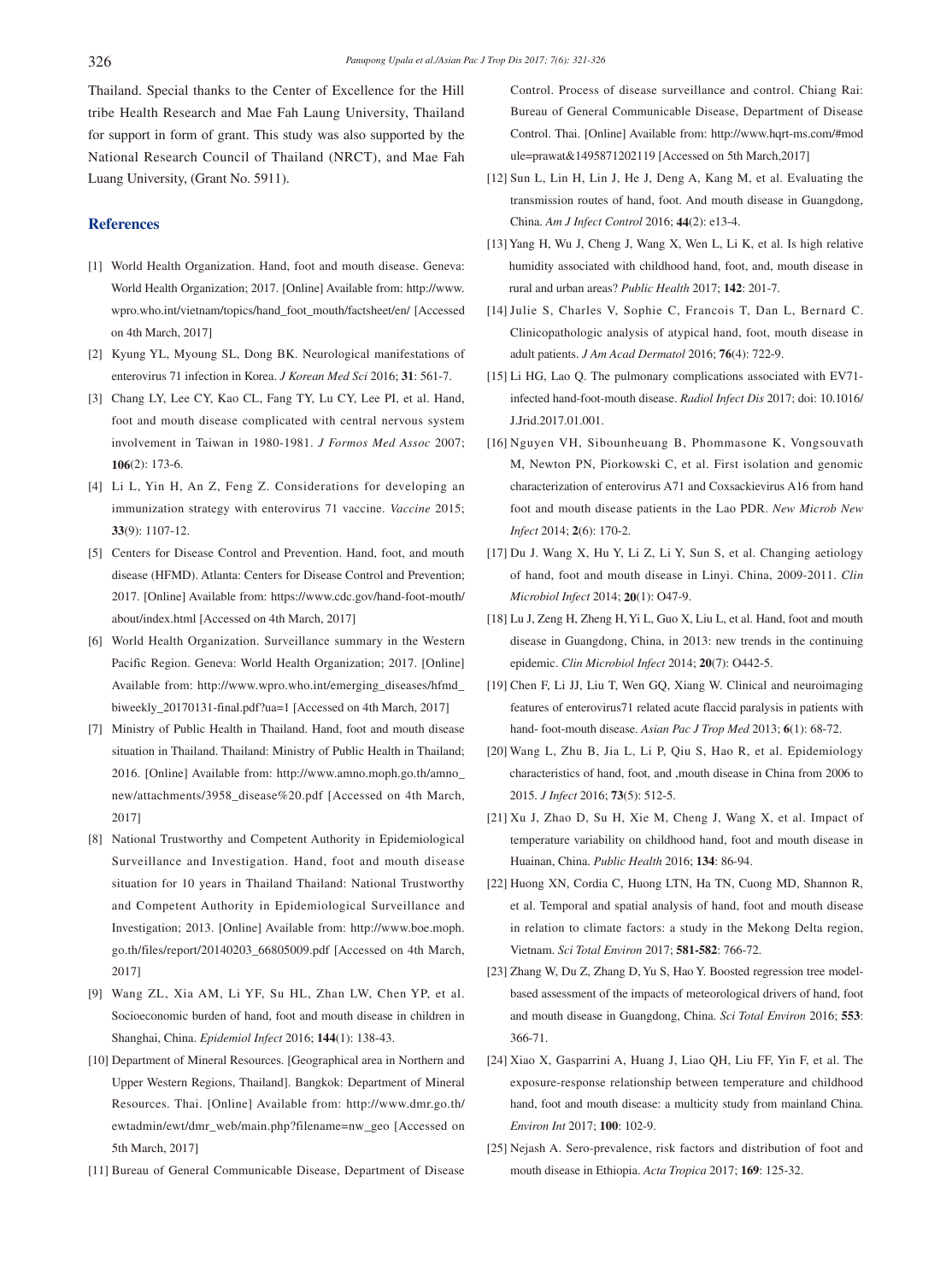Thailand. Special thanks to the Center of Excellence for the Hill tribe Health Research and Mae Fah Laung University, Thailand for support in form of grant. This study was also supported by the National Research Council of Thailand (NRCT), and Mae Fah Luang University, (Grant No. 5911).

## References

[1] World Health Organization. Hand, foot and mouth disease. Geneva: World Health Organization; 2017. [Online] Available from: http://www.wpro.who.int/vietnam/topics/hand_foot_mouth/factsheet/en/ [Accessed on 4th March, 2017]

[2] Kyung YL, Myoung SL, Dong BK. Neurological manifestations of enterovirus 71 infection in Korea. *J Korean Med Sci* 2016; **31**: 561-7.

[3] Chang LY, Lee CY, Kao CL, Fang TY, Lu CY, Lee PI, et al. Hand, foot and mouth disease complicated with central nervous system involvement in Taiwan in 1980-1981. *J Formos Med Assoc* 2007; **106**(2): 173-6.

[4] Li L, Yin H, An Z, Feng Z. Considerations for developing an immunization strategy with enterovirus 71 vaccine. *Vaccine* 2015; **33**(9): 1107-12.

[5] Centers for Disease Control and Prevention. Hand, foot, and mouth disease (HFMD). Atlanta: Centers for Disease Control and Prevention; 2017. [Online] Available from: https://www.cdc.gov/hand-foot-mouth/about/index.html [Accessed on 4th March, 2017]

[6] World Health Organization. Surveillance summary in the Western Pacific Region. Geneva: World Health Organization; 2017. [Online] Available from: http://www.wpro.who.int/emerging_diseases/hfmd_biweekly_20170131-final.pdf?ua=1 [Accessed on 4th March, 2017]

[7] Ministry of Public Health in Thailand. Hand, foot and mouth disease situation in Thailand. Thailand: Ministry of Public Health in Thailand; 2016. [Online] Available from: http://www.amno.moph.go.th/amno_new/attachments/3958_disease%20.pdf [Accessed on 4th March, 2017]

[8] National Trustworthy and Competent Authority in Epidemiological Surveillance and Investigation. Hand, foot and mouth disease situation for 10 years in Thailand Thailand: National Trustworthy and Competent Authority in Epidemiological Surveillance and Investigation; 2013. [Online] Available from: http://www.boe.moph.go.th/files/report/20140203_66805009.pdf [Accessed on 4th March, 2017]

[9] Wang ZL, Xia AM, Li YF, Su HL, Zhan LW, Chen YP, et al. Socioeconomic burden of hand, foot and mouth disease in children in Shanghai, China. *Epidemiol Infect* 2016; **144**(1): 138-43.

[10] Department of Mineral Resources. [Geographical area in Northern and Upper Western Regions, Thailand]. Bangkok: Department of Mineral Resources. Thai. [Online] Available from: http://www.dmr.go.th/ewtadmin/ewt/dmr_web/main.php?filename=nw_geo [Accessed on 5th March, 2017]

[11] Bureau of General Communicable Disease, Department of Disease Control. Process of disease surveillance and control. Chiang Rai: Bureau of General Communicable Disease, Department of Disease Control. Thai. [Online] Available from: http://www.hqrt-ms.com/#module=prawat&1495871202119 [Accessed on 5th March,2017]

[12] Sun L, Lin H, Lin J, He J, Deng A, Kang M, et al. Evaluating the transmission routes of hand, foot. And mouth disease in Guangdong, China. *Am J Infect Control* 2016; **44**(2): e13-4.

[13] Yang H, Wu J, Cheng J, Wang X, Wen L, Li K, et al. Is high relative humidity associated with childhood hand, foot, and, mouth disease in rural and urban areas? *Public Health* 2017; **142**: 201-7.

[14] Julie S, Charles V, Sophie C, Francois T, Dan L, Bernard C. Clinicopathologic analysis of atypical hand, foot, mouth disease in adult patients. *J Am Acad Dermatol* 2016; **76**(4): 722-9.

[15] Li HG, Lao Q. The pulmonary complications associated with EV71-infected hand-foot-mouth disease. *Radiol Infect Dis* 2017; doi: 10.1016/J.Jrid.2017.01.001.

[16] Nguyen VH, Sibounheuang B, Phommasone K, Vongsouvath M, Newton PN, Piorkowski C, et al. First isolation and genomic characterization of enterovirus A71 and Coxsackievirus A16 from hand foot and mouth disease patients in the Lao PDR. *New Microb New Infect* 2014; **2**(6): 170-2.

[17] Du J. Wang X, Hu Y, Li Z, Li Y, Sun S, et al. Changing aetiology of hand, foot and mouth disease in Linyi. China, 2009-2011. *Clin Microbiol Infect* 2014; **20**(1): O47-9.

[18] Lu J, Zeng H, Zheng H, Yi L, Guo X, Liu L, et al. Hand, foot and mouth disease in Guangdong, China, in 2013: new trends in the continuing epidemic. *Clin Microbiol Infect* 2014; **20**(7): O442-5.

[19] Chen F, Li JJ, Liu T, Wen GQ, Xiang W. Clinical and neuroimaging features of enterovirus71 related acute flaccid paralysis in patients with hand- foot-mouth disease. *Asian Pac J Trop Med* 2013; **6**(1): 68-72.

[20] Wang L, Zhu B, Jia L, Li P, Qiu S, Hao R, et al. Epidemiology characteristics of hand, foot, and ,mouth disease in China from 2006 to 2015. *J Infect* 2016; **73**(5): 512-5.

[21] Xu J, Zhao D, Su H, Xie M, Cheng J, Wang X, et al. Impact of temperature variability on childhood hand, foot and mouth disease in Huainan, China. *Public Health* 2016; **134**: 86-94.

[22] Huong XN, Cordia C, Huong LTN, Ha TN, Cuong MD, Shannon R, et al. Temporal and spatial analysis of hand, foot and mouth disease in relation to climate factors: a study in the Mekong Delta region, Vietnam. *Sci Total Environ* 2017; **581-582**: 766-72.

[23] Zhang W, Du Z, Zhang D, Yu S, Hao Y. Boosted regression tree model-based assessment of the impacts of meteorological drivers of hand, foot and mouth disease in Guangdong, China. *Sci Total Environ* 2016; **553**: 366-71.

[24] Xiao X, Gasparrini A, Huang J, Liao QH, Liu FF, Yin F, et al. The exposure-response relationship between temperature and childhood hand, foot and mouth disease: a multicity study from mainland China. *Environ Int* 2017; **100**: 102-9.

[25] Nejash A. Sero-prevalence, risk factors and distribution of foot and mouth disease in Ethiopia. *Acta Tropica* 2017; **169**: 125-32.